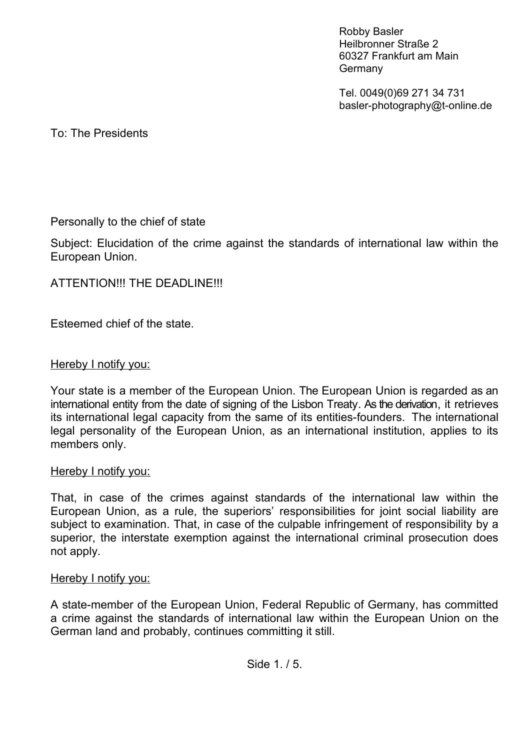Robby Basler
Heilbronner Straße 2
60327 Frankfurt am Main
Germany

Tel. 0049(0)69 271 34 731
basler-photography@t-online.de

To: The Presidents

Personally to the chief of state

Subject: Elucidation of the crime against the standards of international law within the European Union.

ATTENTION!!! THE DEADLINE!!!

Esteemed chief of the state.

<u>Hereby I notify you:</u>

Your state is a member of the European Union. The European Union is regarded as an international entity from the date of signing of the Lisbon Treaty. As the derivation, it retrieves its international legal capacity from the same of its entities-founders. The international legal personality of the European Union, as an international institution, applies to its members only.

<u>Hereby I notify you:</u>

That, in case of the crimes against standards of the international law within the European Union, as a rule, the superiors' responsibilities for joint social liability are subject to examination. That, in case of the culpable infringement of responsibility by a superior, the interstate exemption against the international criminal prosecution does not apply.

<u>Hereby I notify you:</u>

A state-member of the European Union, Federal Republic of Germany, has committed a crime against the standards of international law within the European Union on the German land and probably, continues committing it still.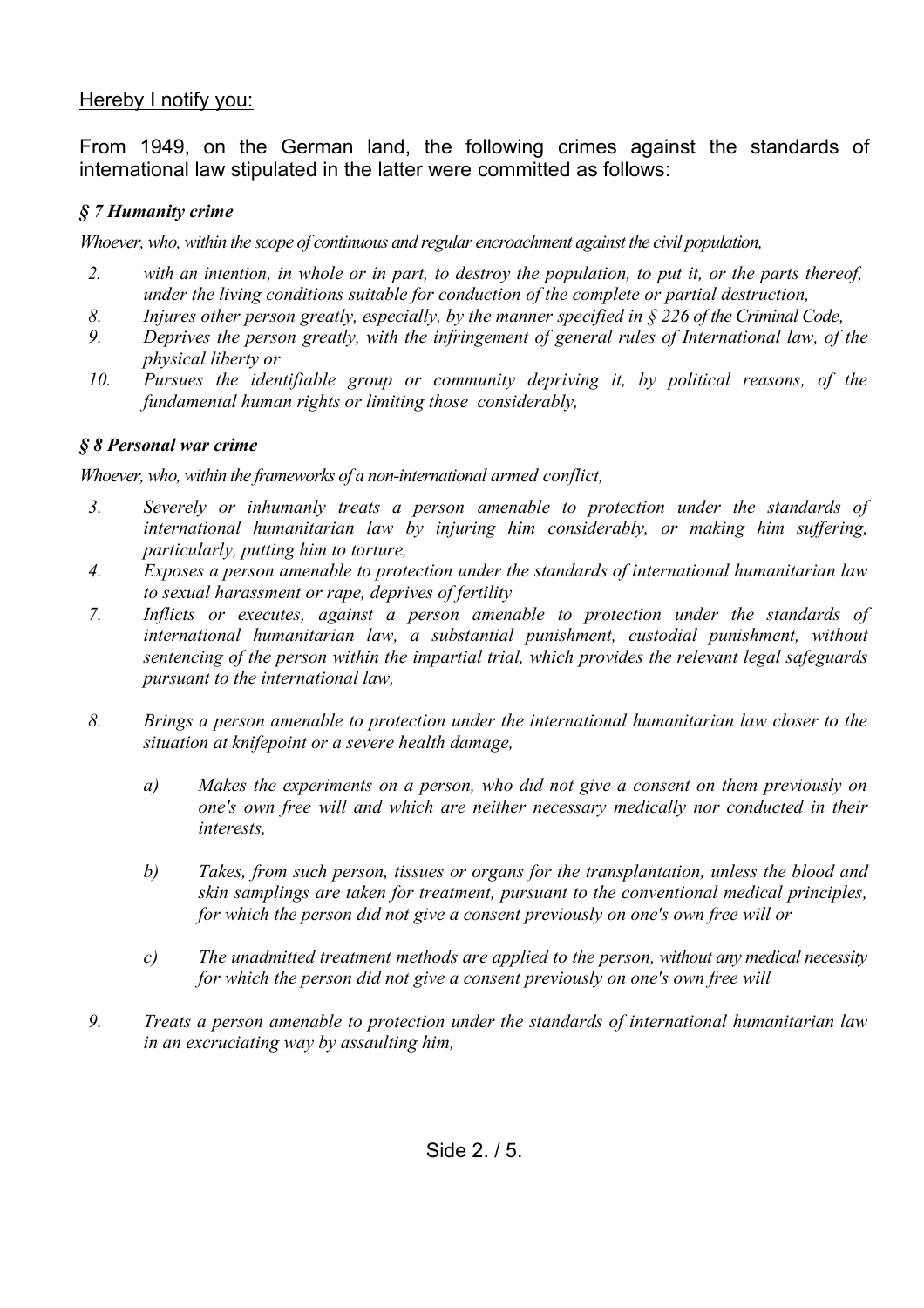Hereby I notify you:

From 1949, on the German land, the following crimes against the standards of international law stipulated in the latter were committed as follows:

### *§ 7 Humanity crime*

*Whoever, who, within the scope of continuous and regular encroachment against the civil population,*

2. *with an intention, in whole or in part, to destroy the population, to put it, or the parts thereof, under the living conditions suitable for conduction of the complete or partial destruction,*
8. *Injures other person greatly, especially, by the manner specified in § 226 of the Criminal Code,*
9. *Deprives the person greatly, with the infringement of general rules of International law, of the physical liberty or*
10. *Pursues the identifiable group or community depriving it, by political reasons, of the fundamental human rights or limiting those considerably,*

### *§ 8 Personal war crime*

*Whoever, who, within the frameworks of a non-international armed conflict,*

3. *Severely or inhumanly treats a person amenable to protection under the standards of international humanitarian law by injuring him considerably, or making him suffering, particularly, putting him to torture,*
4. *Exposes a person amenable to protection under the standards of international humanitarian law to sexual harassment or rape, deprives of fertility*
7. *Inflicts or executes, against a person amenable to protection under the standards of international humanitarian law, a substantial punishment, custodial punishment, without sentencing of the person within the impartial trial, which provides the relevant legal safeguards pursuant to the international law,*
8. *Brings a person amenable to protection under the international humanitarian law closer to the situation at knifepoint or a severe health damage,*

   a) *Makes the experiments on a person, who did not give a consent on them previously on one's own free will and which are neither necessary medically nor conducted in their interests,*

   b) *Takes, from such person, tissues or organs for the transplantation, unless the blood and skin samplings are taken for treatment, pursuant to the conventional medical principles, for which the person did not give a consent previously on one's own free will or*

   c) *The unadmitted treatment methods are applied to the person, without any medical necessity for which the person did not give a consent previously on one's own free will*

9. *Treats a person amenable to protection under the standards of international humanitarian law in an excruciating way by assaulting him,*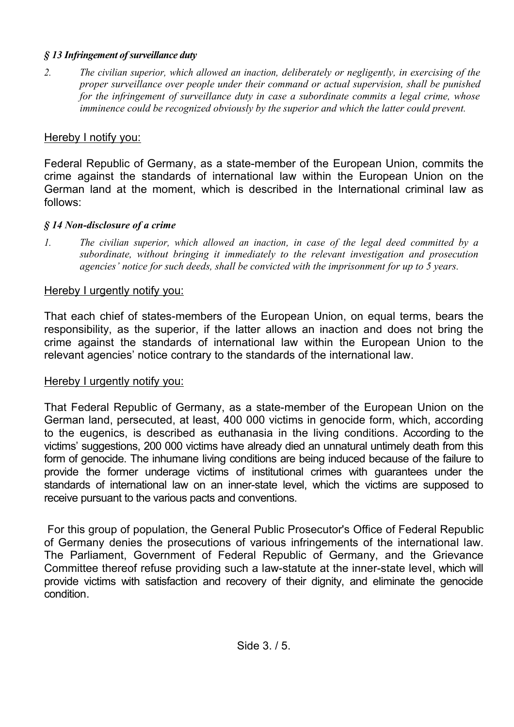***§ 13 Infringement of surveillance duty***

2. *The civilian superior, which allowed an inaction, deliberately or negligently, in exercising of the proper surveillance over people under their command or actual supervision, shall be punished for the infringement of surveillance duty in case a subordinate commits a legal crime, whose imminence could be recognized obviously by the superior and which the latter could prevent.*

<u>Hereby I notify you:</u>

Federal Republic of Germany, as a state-member of the European Union, commits the crime against the standards of international law within the European Union on the German land at the moment, which is described in the International criminal law as follows:

***§ 14 Non-disclosure of a crime***

1. *The civilian superior, which allowed an inaction, in case of the legal deed committed by a subordinate, without bringing it immediately to the relevant investigation and prosecution agencies' notice for such deeds, shall be convicted with the imprisonment for up to 5 years.*

<u>Hereby I urgently notify you:</u>

That each chief of states-members of the European Union, on equal terms, bears the responsibility, as the superior, if the latter allows an inaction and does not bring the crime against the standards of international law within the European Union to the relevant agencies' notice contrary to the standards of the international law.

<u>Hereby I urgently notify you:</u>

That Federal Republic of Germany, as a state-member of the European Union on the German land, persecuted, at least, 400 000 victims in genocide form, which, according to the eugenics, is described as euthanasia in the living conditions. According to the victims' suggestions, 200 000 victims have already died an unnatural untimely death from this form of genocide. The inhumane living conditions are being induced because of the failure to provide the former underage victims of institutional crimes with guarantees under the standards of international law on an inner-state level, which the victims are supposed to receive pursuant to the various pacts and conventions.

For this group of population, the General Public Prosecutor's Office of Federal Republic of Germany denies the prosecutions of various infringements of the international law. The Parliament, Government of Federal Republic of Germany, and the Grievance Committee thereof refuse providing such a law-statute at the inner-state level, which will provide victims with satisfaction and recovery of their dignity, and eliminate the genocide condition.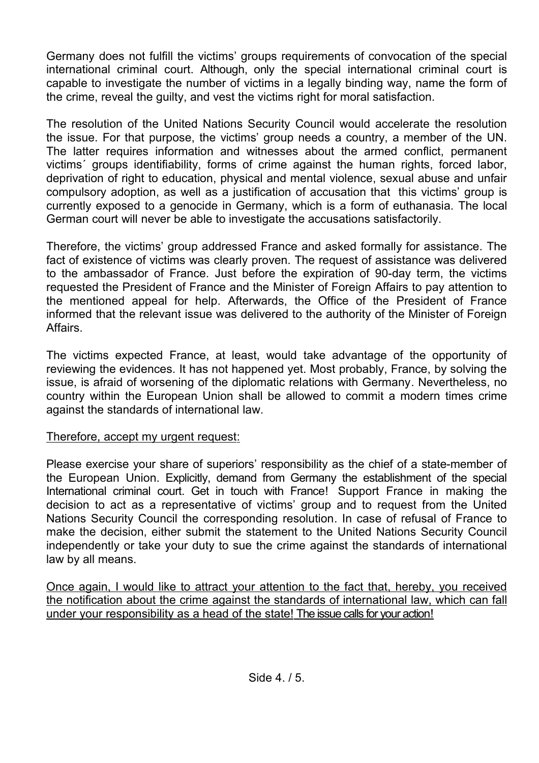Germany does not fulfill the victims' groups requirements of convocation of the special international criminal court. Although, only the special international criminal court is capable to investigate the number of victims in a legally binding way, name the form of the crime, reveal the guilty, and vest the victims right for moral satisfaction.

The resolution of the United Nations Security Council would accelerate the resolution the issue. For that purpose, the victims' group needs a country, a member of the UN. The latter requires information and witnesses about the armed conflict, permanent victims´ groups identifiability, forms of crime against the human rights, forced labor, deprivation of right to education, physical and mental violence, sexual abuse and unfair compulsory adoption, as well as a justification of accusation that this victims' group is currently exposed to a genocide in Germany, which is a form of euthanasia. The local German court will never be able to investigate the accusations satisfactorily.

Therefore, the victims' group addressed France and asked formally for assistance. The fact of existence of victims was clearly proven. The request of assistance was delivered to the ambassador of France. Just before the expiration of 90-day term, the victims requested the President of France and the Minister of Foreign Affairs to pay attention to the mentioned appeal for help. Afterwards, the Office of the President of France informed that the relevant issue was delivered to the authority of the Minister of Foreign Affairs.

The victims expected France, at least, would take advantage of the opportunity of reviewing the evidences. It has not happened yet. Most probably, France, by solving the issue, is afraid of worsening of the diplomatic relations with Germany. Nevertheless, no country within the European Union shall be allowed to commit a modern times crime against the standards of international law.

Therefore, accept my urgent request:

Please exercise your share of superiors' responsibility as the chief of a state-member of the European Union. Explicitly, demand from Germany the establishment of the special International criminal court. Get in touch with France! Support France in making the decision to act as a representative of victims' group and to request from the United Nations Security Council the corresponding resolution. In case of refusal of France to make the decision, either submit the statement to the United Nations Security Council independently or take your duty to sue the crime against the standards of international law by all means.

Once again, I would like to attract your attention to the fact that, hereby, you received the notification about the crime against the standards of international law, which can fall under your responsibility as a head of the state! The issue calls for your action!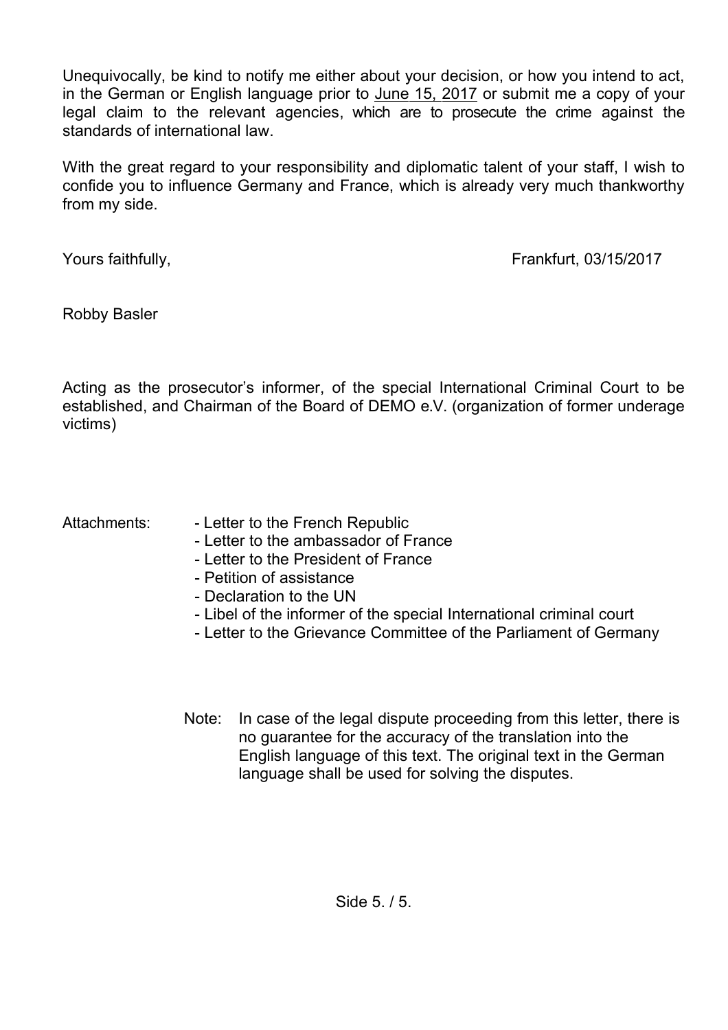Unequivocally, be kind to notify me either about your decision, or how you intend to act, in the German or English language prior to June 15, 2017 or submit me a copy of your legal claim to the relevant agencies, which are to prosecute the crime against the standards of international law.

With the great regard to your responsibility and diplomatic talent of your staff, I wish to confide you to influence Germany and France, which is already very much thankworthy from my side.

Yours faithfully, Frankfurt, 03/15/2017

Robby Basler

Acting as the prosecutor's informer, of the special International Criminal Court to be established, and Chairman of the Board of DEMO e.V. (organization of former underage victims)

Attachments:

- Letter to the French Republic
- Letter to the ambassador of France
- Letter to the President of France
- Petition of assistance
- Declaration to the UN
- Libel of the informer of the special International criminal court
- Letter to the Grievance Committee of the Parliament of Germany

Note: In case of the legal dispute proceeding from this letter, there is no guarantee for the accuracy of the translation into the English language of this text. The original text in the German language shall be used for solving the disputes.